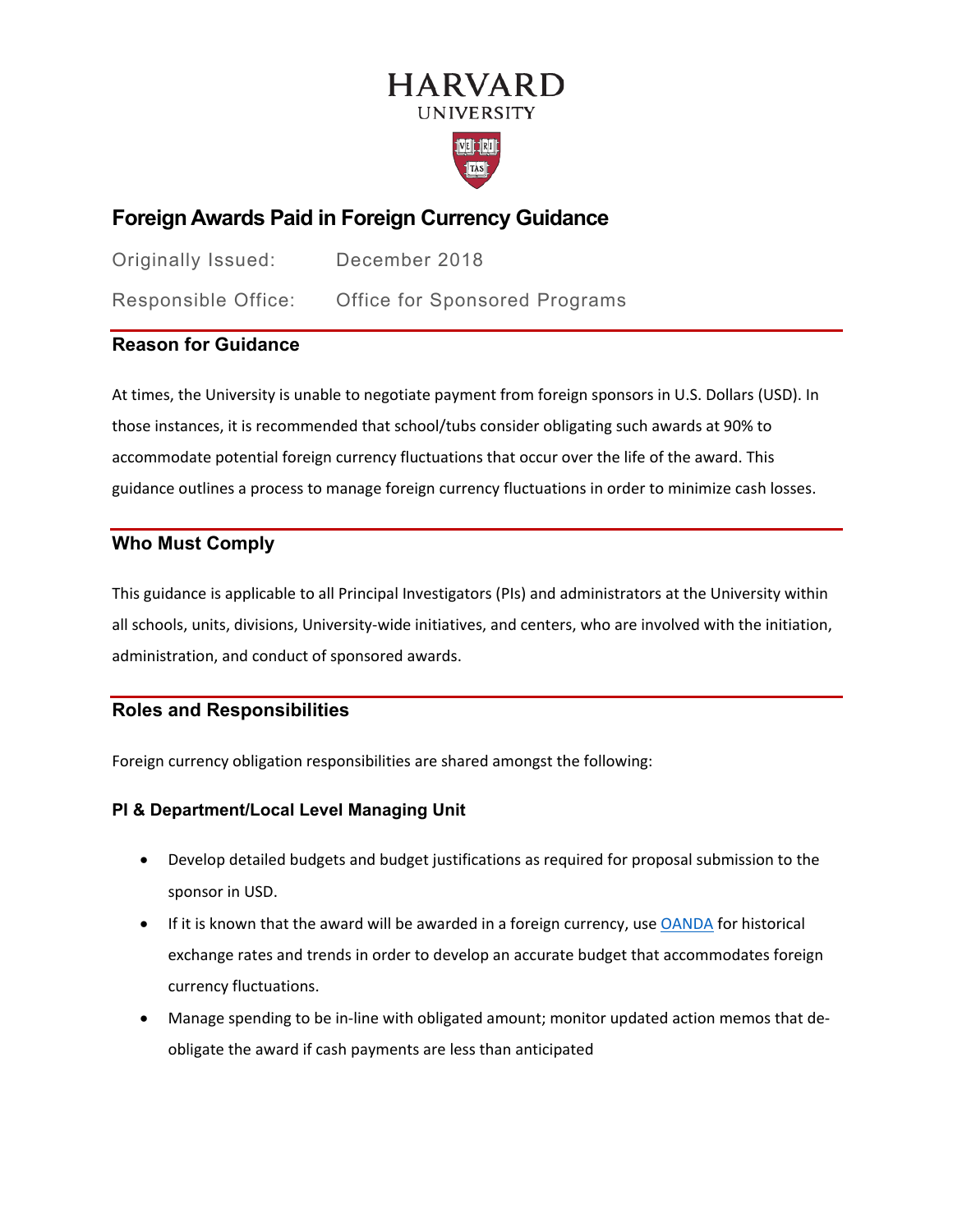# HARVARD UNIVERSITY

## Foreign Awards Paid in Foreign Currency Guidance

Originally Issued: December 2018

Responsible Office: Office for Sponsored Programs

### Reason for Guidance

At times, the University is unable to negotiate payment from foreign sponsors in U.S. Dollars (USD). In those instances, it is recommended that school/tubs consider obligating such awards at 90% to accommodate potential foreign currency fluctuations that occur over the life of the award. This guidance outlines a process to manage foreign currency fluctuations in order to minimize cash losses.

### Who Must Comply

This guidance is applicable to all Principal Investigators (PIs) and administrators at the University within all schools, units, divisions, University-wide initiatives, and centers, who are involved with the initiation, administration, and conduct of sponsored awards.

### Roles and Responsibilities

Foreign currency obligation responsibilities are shared amongst the following:

#### PI & Department/Local Level Managing Unit

- Develop detailed budgets and budget justifications as required for proposal submission to the sponsor in USD.
- If it is known that the award will be awarded in a foreign currency, use OANDA for historical exchange rates and trends in order to develop an accurate budget that accommodates foreign currency fluctuations.
- Manage spending to be in-line with obligated amount; monitor updated action memos that de-obligate the award if cash payments are less than anticipated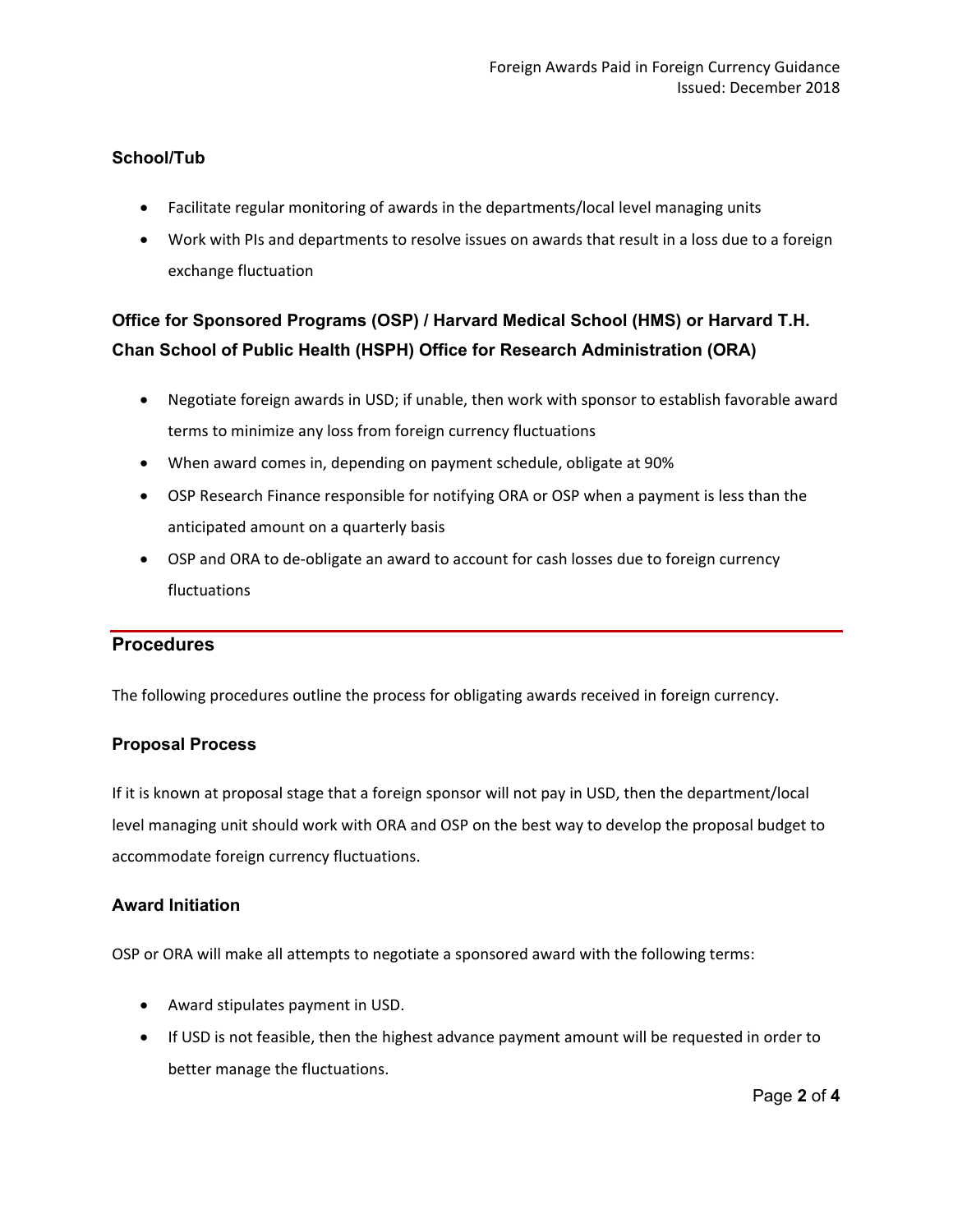### School/Tub

- Facilitate regular monitoring of awards in the departments/local level managing units
- Work with PIs and departments to resolve issues on awards that result in a loss due to a foreign exchange fluctuation

### Office for Sponsored Programs (OSP) / Harvard Medical School (HMS) or Harvard T.H. Chan School of Public Health (HSPH) Office for Research Administration (ORA)

- Negotiate foreign awards in USD; if unable, then work with sponsor to establish favorable award terms to minimize any loss from foreign currency fluctuations
- When award comes in, depending on payment schedule, obligate at 90%
- OSP Research Finance responsible for notifying ORA or OSP when a payment is less than the anticipated amount on a quarterly basis
- OSP and ORA to de-obligate an award to account for cash losses due to foreign currency fluctuations

## Procedures

The following procedures outline the process for obligating awards received in foreign currency.

### Proposal Process

If it is known at proposal stage that a foreign sponsor will not pay in USD, then the department/local level managing unit should work with ORA and OSP on the best way to develop the proposal budget to accommodate foreign currency fluctuations.

### Award Initiation

OSP or ORA will make all attempts to negotiate a sponsored award with the following terms:

- Award stipulates payment in USD.
- If USD is not feasible, then the highest advance payment amount will be requested in order to better manage the fluctuations.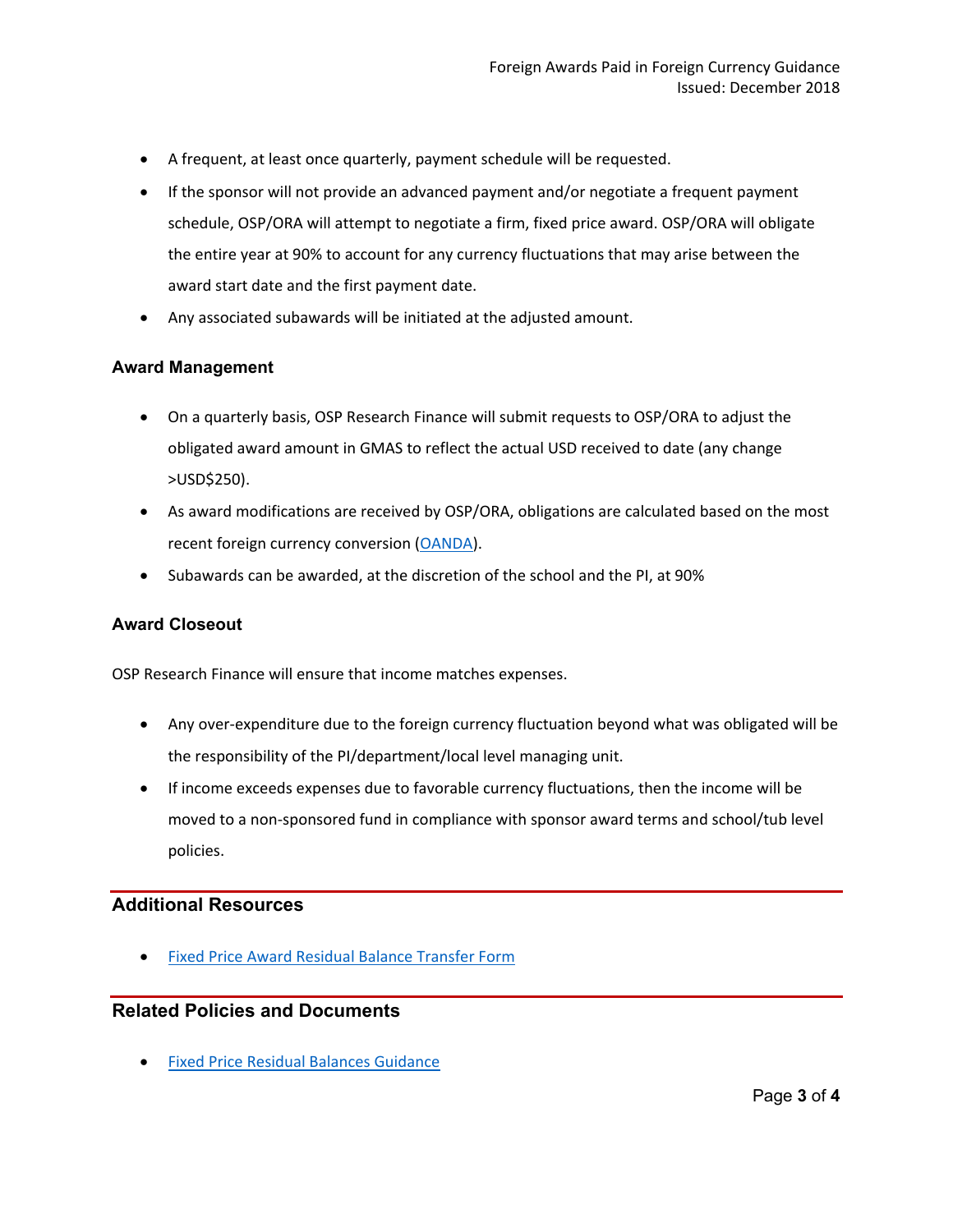- A frequent, at least once quarterly, payment schedule will be requested.
- If the sponsor will not provide an advanced payment and/or negotiate a frequent payment schedule, OSP/ORA will attempt to negotiate a firm, fixed price award. OSP/ORA will obligate the entire year at 90% to account for any currency fluctuations that may arise between the award start date and the first payment date.
- Any associated subawards will be initiated at the adjusted amount.

### Award Management

- On a quarterly basis, OSP Research Finance will submit requests to OSP/ORA to adjust the obligated award amount in GMAS to reflect the actual USD received to date (any change >USD$250).
- As award modifications are received by OSP/ORA, obligations are calculated based on the most recent foreign currency conversion (OANDA).
- Subawards can be awarded, at the discretion of the school and the PI, at 90%

### Award Closeout

OSP Research Finance will ensure that income matches expenses.

- Any over-expenditure due to the foreign currency fluctuation beyond what was obligated will be the responsibility of the PI/department/local level managing unit.
- If income exceeds expenses due to favorable currency fluctuations, then the income will be moved to a non-sponsored fund in compliance with sponsor award terms and school/tub level policies.

## Additional Resources

- Fixed Price Award Residual Balance Transfer Form

## Related Policies and Documents

- Fixed Price Residual Balances Guidance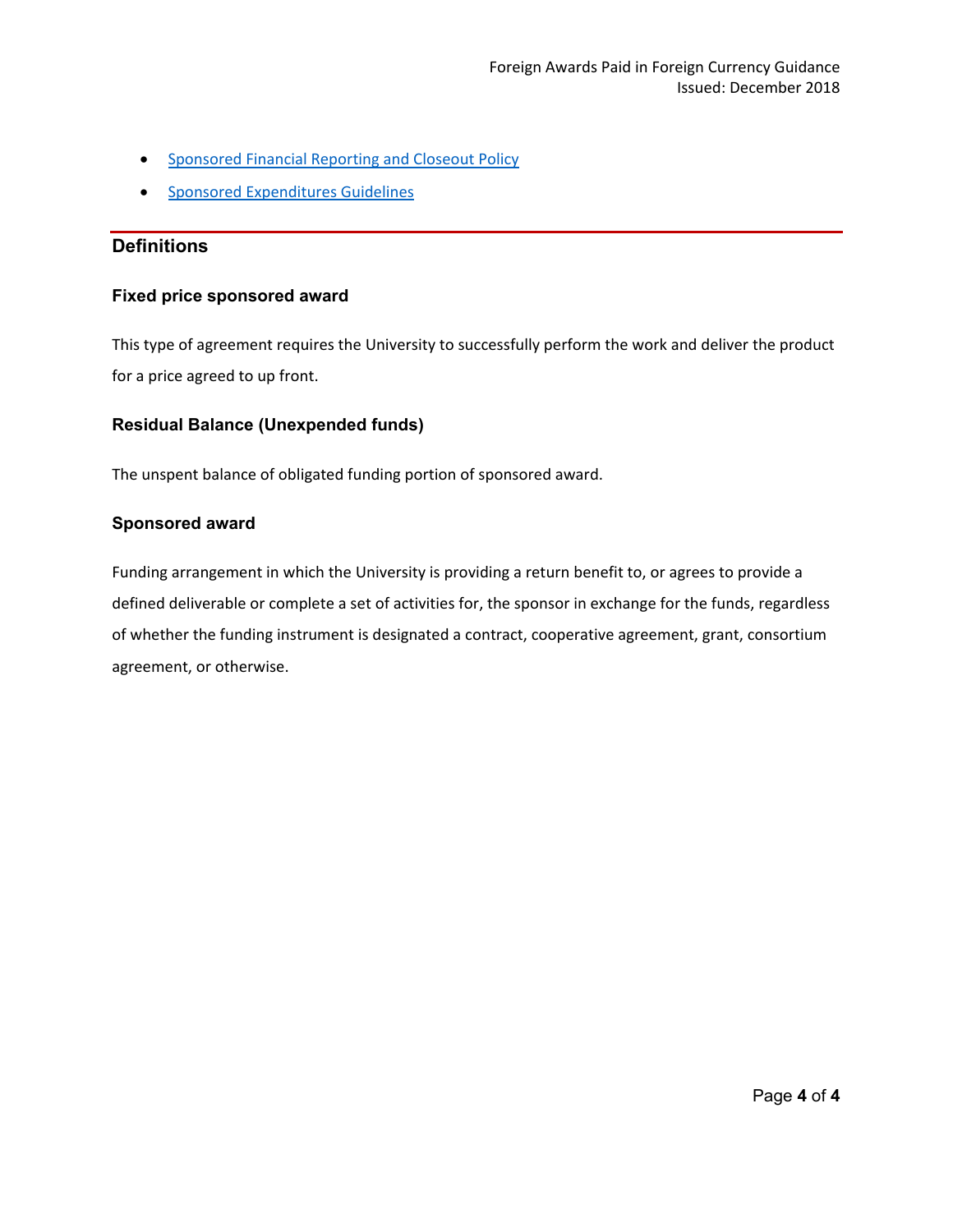- Sponsored Financial Reporting and Closeout Policy
- Sponsored Expenditures Guidelines

## Definitions

### Fixed price sponsored award

This type of agreement requires the University to successfully perform the work and deliver the product for a price agreed to up front.

### Residual Balance (Unexpended funds)

The unspent balance of obligated funding portion of sponsored award.

### Sponsored award

Funding arrangement in which the University is providing a return benefit to, or agrees to provide a defined deliverable or complete a set of activities for, the sponsor in exchange for the funds, regardless of whether the funding instrument is designated a contract, cooperative agreement, grant, consortium agreement, or otherwise.